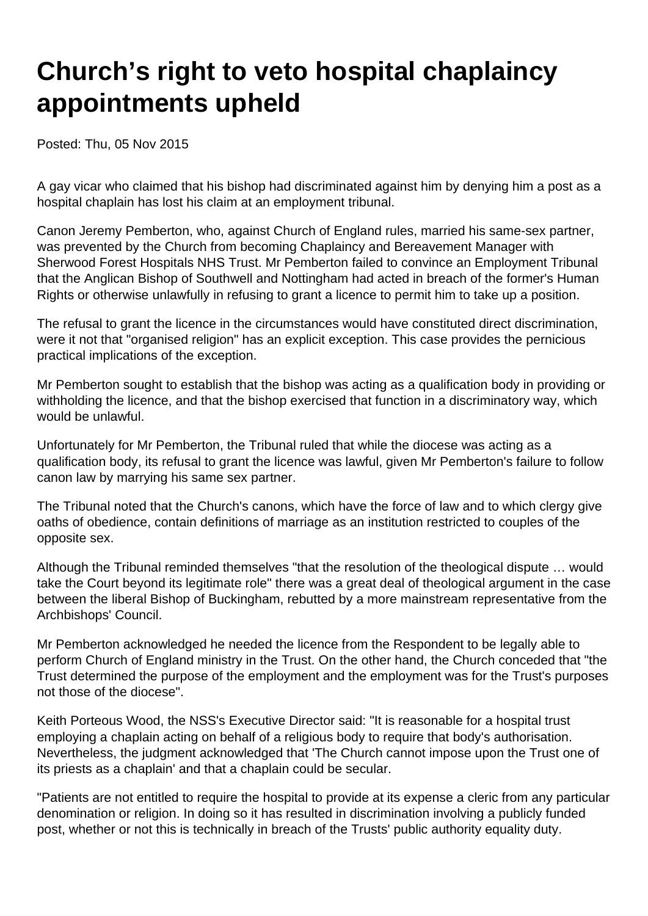# Church’s right to veto hospital chaplaincy appointments upheld

Posted: Thu, 05 Nov 2015

A gay vicar who claimed that his bishop had discriminated against him by denying him a post as a hospital chaplain has lost his claim at an employment tribunal.

Canon Jeremy Pemberton, who, against Church of England rules, married his same-sex partner, was prevented by the Church from becoming Chaplaincy and Bereavement Manager with Sherwood Forest Hospitals NHS Trust. Mr Pemberton failed to convince an Employment Tribunal that the Anglican Bishop of Southwell and Nottingham had acted in breach of the former's Human Rights or otherwise unlawfully in refusing to grant a licence to permit him to take up a position.

The refusal to grant the licence in the circumstances would have constituted direct discrimination, were it not that "organised religion" has an explicit exception. This case provides the pernicious practical implications of the exception.

Mr Pemberton sought to establish that the bishop was acting as a qualification body in providing or withholding the licence, and that the bishop exercised that function in a discriminatory way, which would be unlawful.

Unfortunately for Mr Pemberton, the Tribunal ruled that while the diocese was acting as a qualification body, its refusal to grant the licence was lawful, given Mr Pemberton's failure to follow canon law by marrying his same sex partner.

The Tribunal noted that the Church's canons, which have the force of law and to which clergy give oaths of obedience, contain definitions of marriage as an institution restricted to couples of the opposite sex.

Although the Tribunal reminded themselves "that the resolution of the theological dispute … would take the Court beyond its legitimate role" there was a great deal of theological argument in the case between the liberal Bishop of Buckingham, rebutted by a more mainstream representative from the Archbishops' Council.

Mr Pemberton acknowledged he needed the licence from the Respondent to be legally able to perform Church of England ministry in the Trust. On the other hand, the Church conceded that "the Trust determined the purpose of the employment and the employment was for the Trust's purposes not those of the diocese".

Keith Porteous Wood, the NSS's Executive Director said: "It is reasonable for a hospital trust employing a chaplain acting on behalf of a religious body to require that body's authorisation. Nevertheless, the judgment acknowledged that 'The Church cannot impose upon the Trust one of its priests as a chaplain' and that a chaplain could be secular.

"Patients are not entitled to require the hospital to provide at its expense a cleric from any particular denomination or religion. In doing so it has resulted in discrimination involving a publicly funded post, whether or not this is technically in breach of the Trusts' public authority equality duty.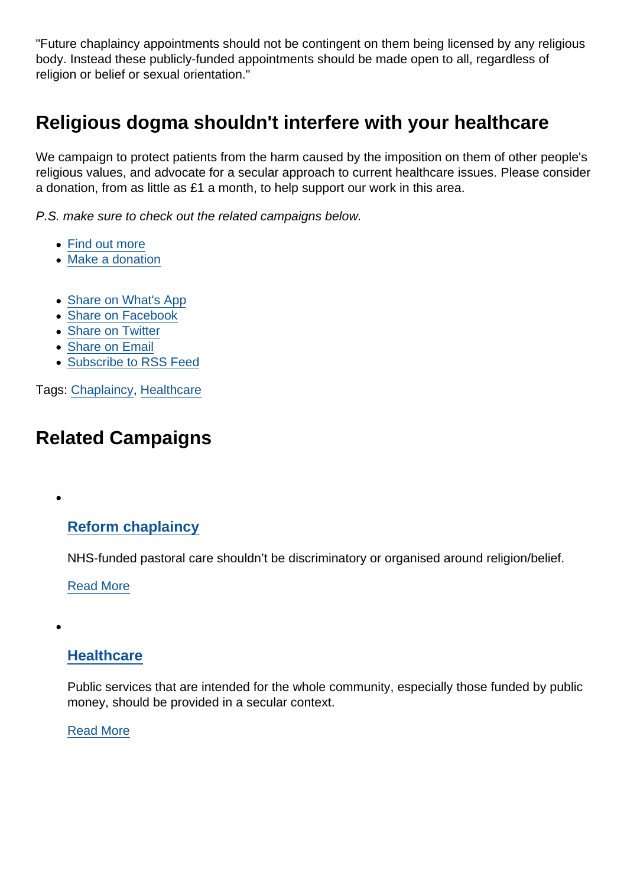"Future chaplaincy appointments should not be contingent on them being licensed by any religious body. Instead these publicly-funded appointments should be made open to all, regardless of religion or belief or sexual orientation."

## Religious dogma shouldn't interfere with your healthcare

We campaign to protect patients from the harm caused by the imposition on them of other people's religious values, and advocate for a secular approach to current healthcare issues. Please consider a donation, from as little as £1 a month, to help support our work in this area.

*P.S. make sure to check out the related campaigns below.*

- Find out more
- Make a donation

- Share on What's App
- Share on Facebook
- Share on Twitter
- Share on Email
- Subscribe to RSS Feed

Tags: Chaplaincy, Healthcare

## Related Campaigns

- ### Reform chaplaincy

  NHS-funded pastoral care shouldn't be discriminatory or organised around religion/belief.

  Read More

- ### Healthcare

  Public services that are intended for the whole community, especially those funded by public money, should be provided in a secular context.

  Read More